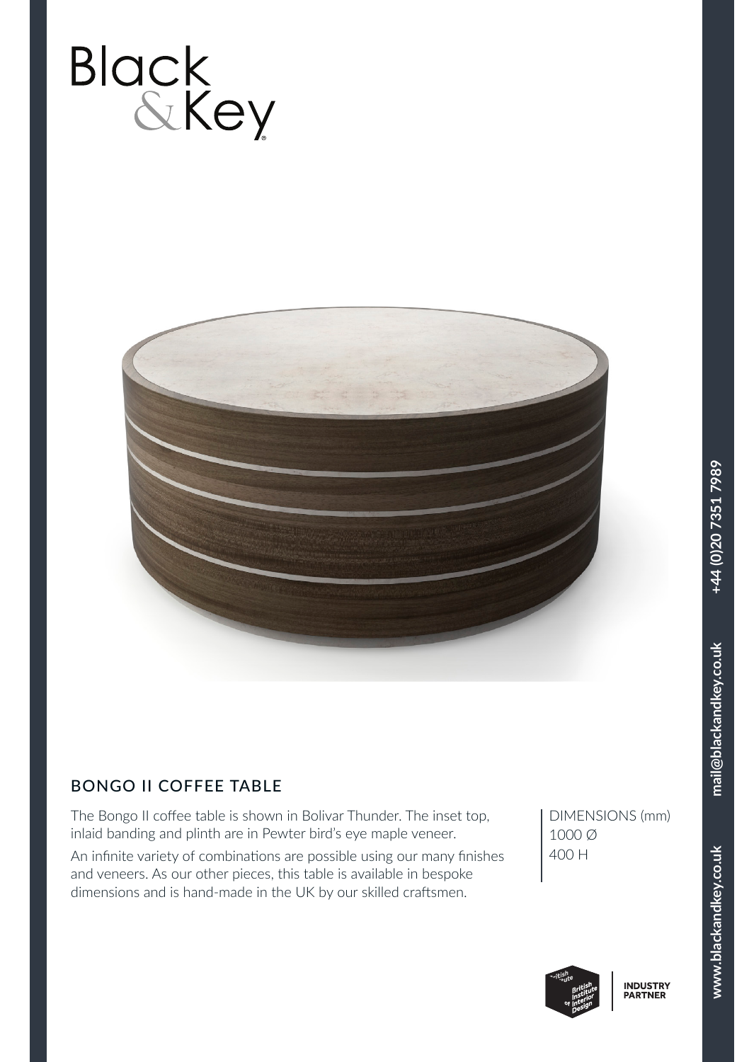# Black & Key

## BONGO II COFFEE TABLE

The Bongo II coffee table is shown in Bolivar Thunder. The inset top, inlaid banding and plinth are in Pewter bird's eye maple veneer.

An infinite variety of combinations are possible using our many finishes and veneers. As our other pieces, this table is available in bespoke dimensions and is hand-made in the UK by our skilled craftsmen.

DIMENSIONS (mm)
1000 Ø
400 H

British Institute of Interior Design — INDUSTRY PARTNER

www.blackandkey.co.uk mail@blackandkey.co.uk +44 (0)20 7351 7989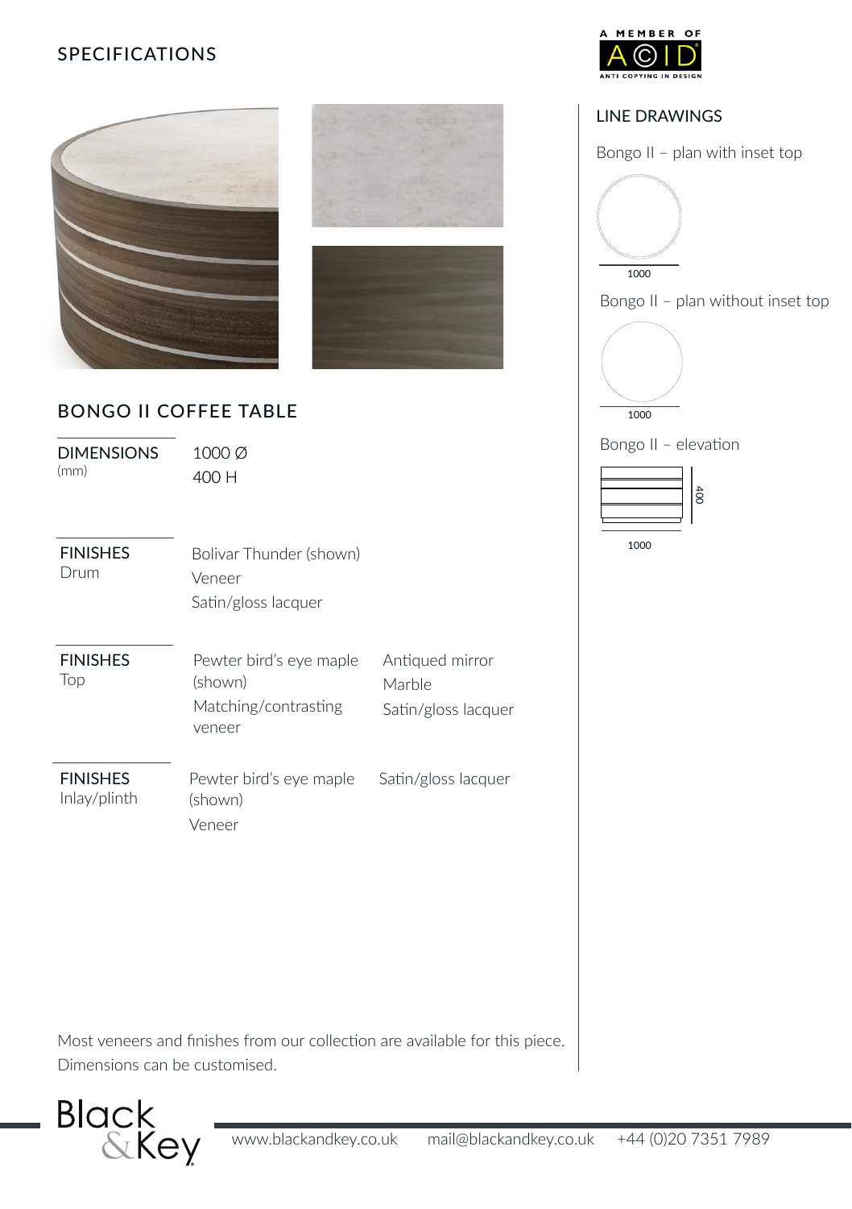## SPECIFICATIONS

A MEMBER OF ACID ANTI COPYING IN DESIGN

## BONGO II COFFEE TABLE

| | | |
|---|---|---|
| **DIMENSIONS** (mm) | 1000 Ø<br>400 H | |
| **FINISHES** Drum | Bolivar Thunder (shown)<br>Veneer<br>Satin/gloss lacquer | |
| **FINISHES** Top | Pewter bird's eye maple (shown)<br>Matching/contrasting veneer | Antiqued mirror<br>Marble<br>Satin/gloss lacquer |
| **FINISHES** Inlay/plinth | Pewter bird's eye maple (shown)<br>Veneer | Satin/gloss lacquer |

Most veneers and finishes from our collection are available for this piece.
Dimensions can be customised.

## LINE DRAWINGS

Bongo II – plan with inset top

1000

Bongo II – plan without inset top

1000

Bongo II – elevation

400

1000

Black & Key

www.blackandkey.co.uk mail@blackandkey.co.uk +44 (0)20 7351 7989